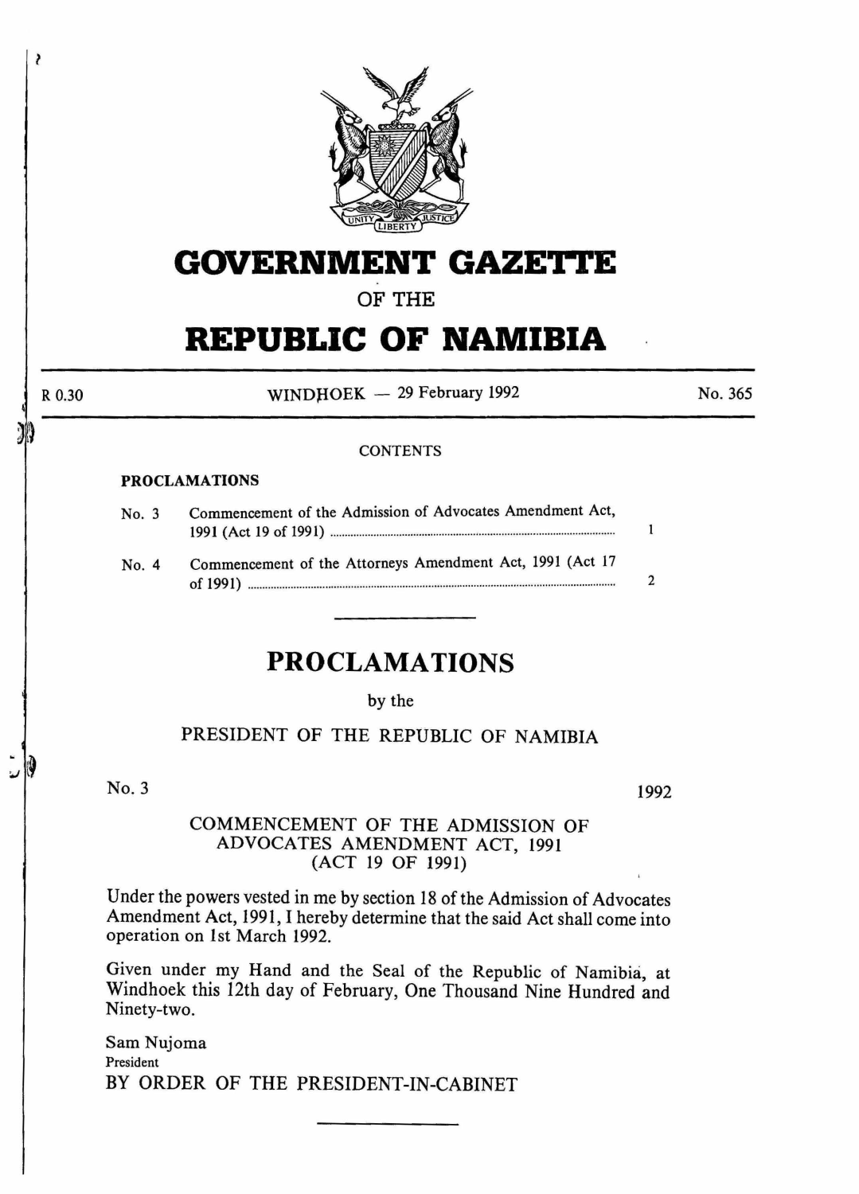# GOVERNMENT GAZETTE

OF THE

# REPUBLIC OF NAMIBIA

R 0.30 | WINDHOEK — 29 February 1992 | No. 365

CONTENTS

**PROCLAMATIONS**

| | | |
|---|---|---|
| No. 3 | Commencement of the Admission of Advocates Amendment Act, 1991 (Act 19 of 1991) | 1 |
| No. 4 | Commencement of the Attorneys Amendment Act, 1991 (Act 17 of 1991) | 2 |

## PROCLAMATIONS

by the

PRESIDENT OF THE REPUBLIC OF NAMIBIA

No. 3 — 1992

### COMMENCEMENT OF THE ADMISSION OF ADVOCATES AMENDMENT ACT, 1991 (ACT 19 OF 1991)

Under the powers vested in me by section 18 of the Admission of Advocates Amendment Act, 1991, I hereby determine that the said Act shall come into operation on 1st March 1992.

Given under my Hand and the Seal of the Republic of Namibia, at Windhoek this 12th day of February, One Thousand Nine Hundred and Ninety-two.

Sam Nujoma
President
BY ORDER OF THE PRESIDENT-IN-CABINET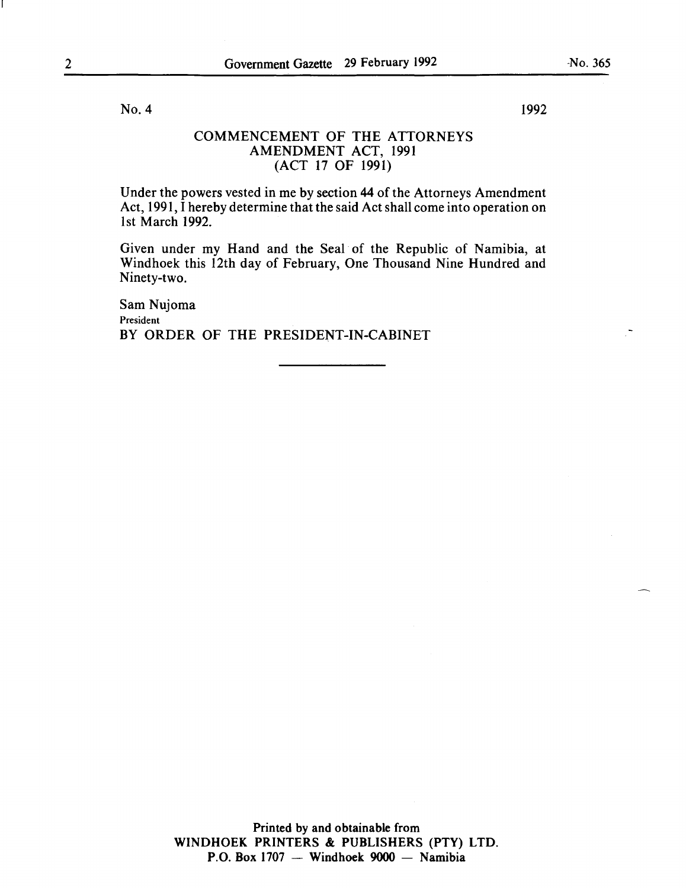No. 4 1992

## COMMENCEMENT OF THE ATTORNEYS AMENDMENT ACT, 1991 (ACT 17 OF 1991)

Under the powers vested in me by section 44 of the Attorneys Amendment Act, 1991, I hereby determine that the said Act shall come into operation on 1st March 1992.

Given under my Hand and the Seal of the Republic of Namibia, at Windhoek this 12th day of February, One Thousand Nine Hundred and Ninety-two.

Sam Nujoma
President
BY ORDER OF THE PRESIDENT-IN-CABINET

---

**Printed by and obtainable from**
**WINDHOEK PRINTERS & PUBLISHERS (PTY) LTD.**
**P.O. Box 1707 — Windhoek 9000 — Namibia**